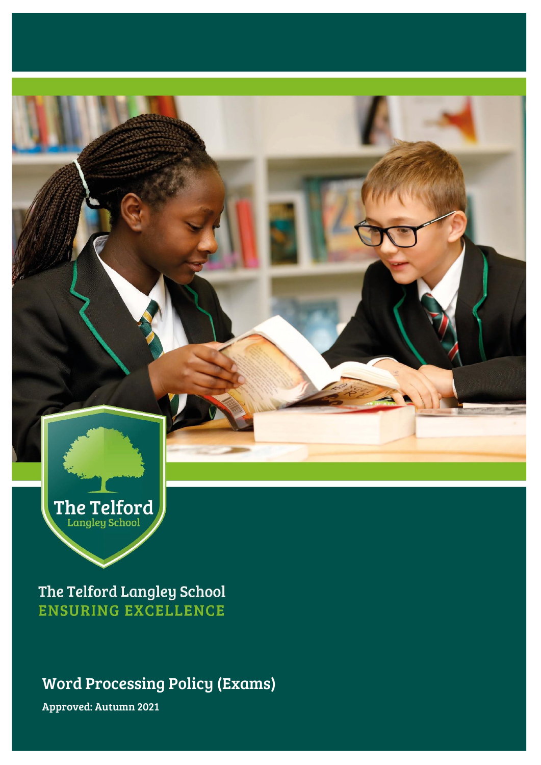The Telford Langley School

The Telford Langley School
ENSURING EXCELLENCE

# Word Processing Policy (Exams)

**Approved: Autumn 2021**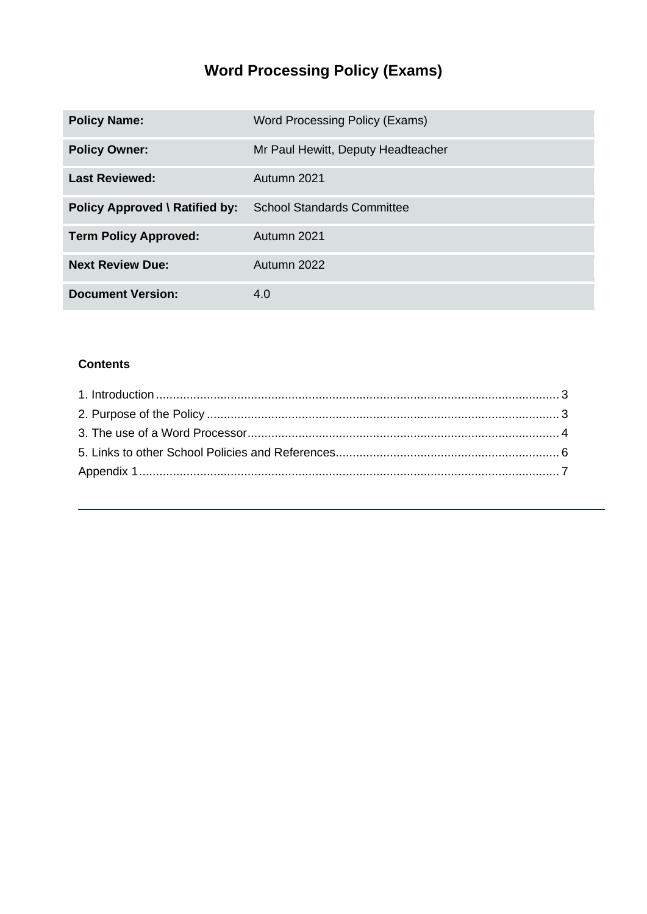# Word Processing Policy (Exams)

| Policy Name: | Word Processing Policy (Exams) |
|---|---|
| Policy Owner: | Mr Paul Hewitt, Deputy Headteacher |
| Last Reviewed: | Autumn 2021 |
| Policy Approved \ Ratified by: | School Standards Committee |
| Term Policy Approved: | Autumn 2021 |
| Next Review Due: | Autumn 2022 |
| Document Version: | 4.0 |

**Contents**

1. Introduction ........................................................ 3
2. Purpose of the Policy ........................................................ 3
3. The use of a Word Processor ........................................................ 4
5. Links to other School Policies and References ........................................................ 6

Appendix 1 ........................................................ 7

---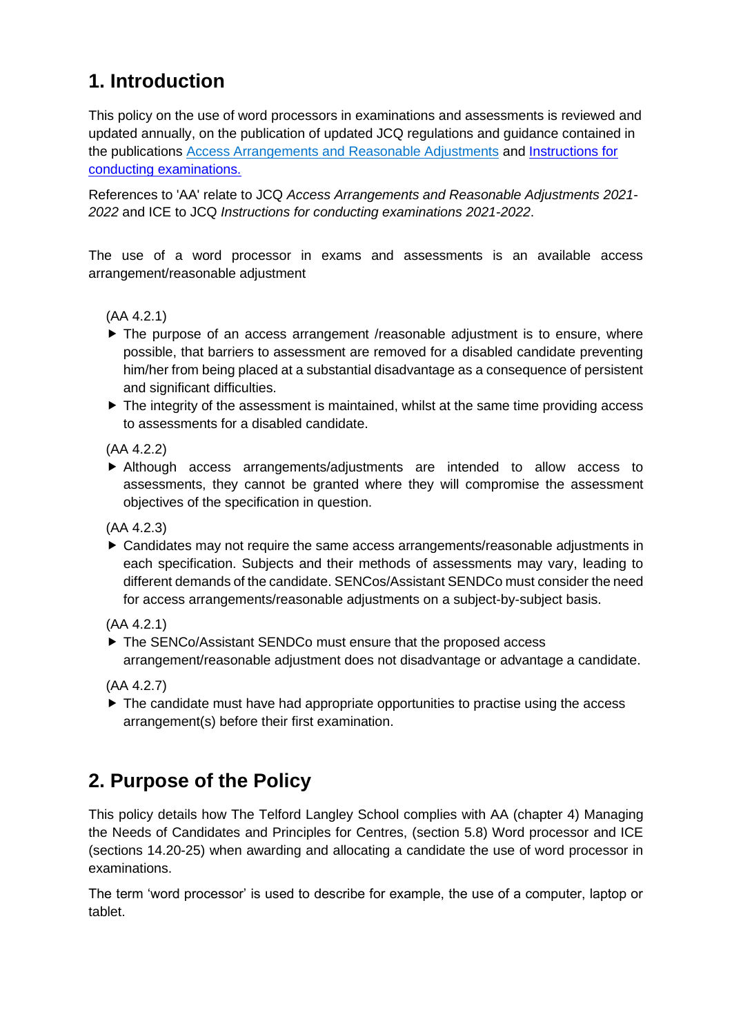## 1. Introduction

This policy on the use of word processors in examinations and assessments is reviewed and updated annually, on the publication of updated JCQ regulations and guidance contained in the publications [Access Arrangements and Reasonable Adjustments](#) and [Instructions for conducting examinations.](#)

References to 'AA' relate to JCQ *Access Arrangements and Reasonable Adjustments 2021-2022* and ICE to JCQ *Instructions for conducting examinations 2021-2022*.

The use of a word processor in exams and assessments is an available access arrangement/reasonable adjustment

(AA 4.2.1)

- The purpose of an access arrangement /reasonable adjustment is to ensure, where possible, that barriers to assessment are removed for a disabled candidate preventing him/her from being placed at a substantial disadvantage as a consequence of persistent and significant difficulties.
- The integrity of the assessment is maintained, whilst at the same time providing access to assessments for a disabled candidate.

(AA 4.2.2)

- Although access arrangements/adjustments are intended to allow access to assessments, they cannot be granted where they will compromise the assessment objectives of the specification in question.

(AA 4.2.3)

- Candidates may not require the same access arrangements/reasonable adjustments in each specification. Subjects and their methods of assessments may vary, leading to different demands of the candidate. SENCos/Assistant SENDCo must consider the need for access arrangements/reasonable adjustments on a subject-by-subject basis.

(AA 4.2.1)

- The SENCo/Assistant SENDCo must ensure that the proposed access arrangement/reasonable adjustment does not disadvantage or advantage a candidate.

(AA 4.2.7)

- The candidate must have had appropriate opportunities to practise using the access arrangement(s) before their first examination.

## 2. Purpose of the Policy

This policy details how The Telford Langley School complies with AA (chapter 4) Managing the Needs of Candidates and Principles for Centres, (section 5.8) Word processor and ICE (sections 14.20-25) when awarding and allocating a candidate the use of word processor in examinations.

The term 'word processor' is used to describe for example, the use of a computer, laptop or tablet.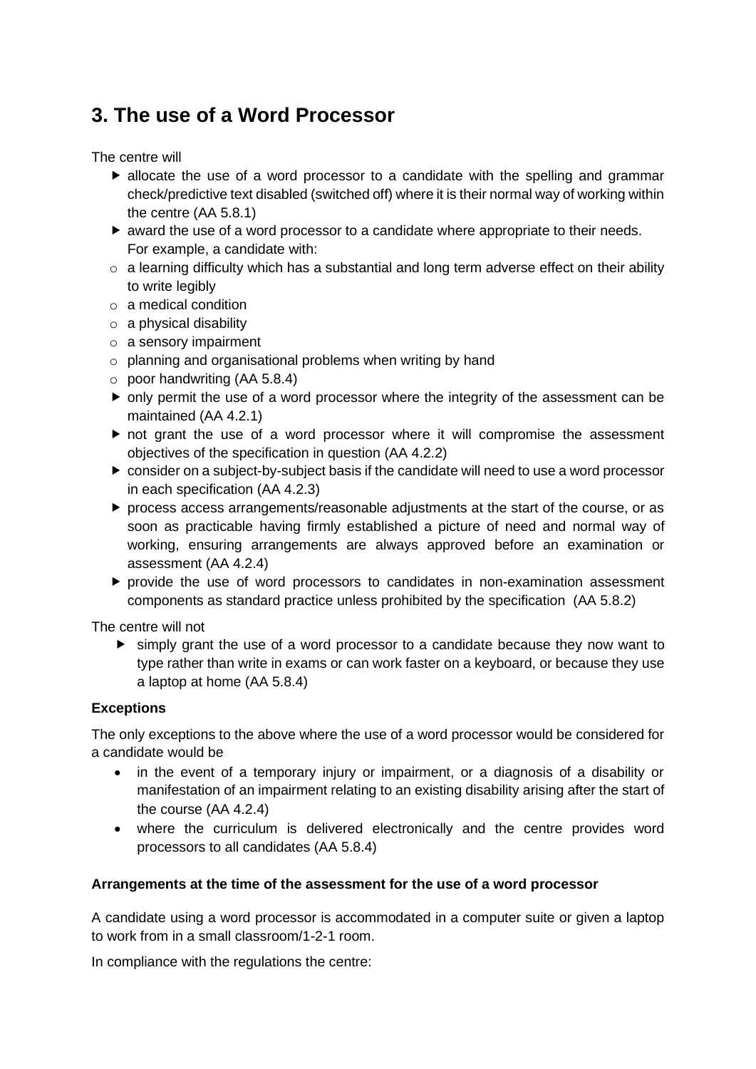## 3. The use of a Word Processor

The centre will

- allocate the use of a word processor to a candidate with the spelling and grammar check/predictive text disabled (switched off) where it is their normal way of working within the centre (AA 5.8.1)
- award the use of a word processor to a candidate where appropriate to their needs. For example, a candidate with:
  - a learning difficulty which has a substantial and long term adverse effect on their ability to write legibly
  - a medical condition
  - a physical disability
  - a sensory impairment
  - planning and organisational problems when writing by hand
  - poor handwriting (AA 5.8.4)
- only permit the use of a word processor where the integrity of the assessment can be maintained (AA 4.2.1)
- not grant the use of a word processor where it will compromise the assessment objectives of the specification in question (AA 4.2.2)
- consider on a subject-by-subject basis if the candidate will need to use a word processor in each specification (AA 4.2.3)
- process access arrangements/reasonable adjustments at the start of the course, or as soon as practicable having firmly established a picture of need and normal way of working, ensuring arrangements are always approved before an examination or assessment (AA 4.2.4)
- provide the use of word processors to candidates in non-examination assessment components as standard practice unless prohibited by the specification (AA 5.8.2)

The centre will not

- simply grant the use of a word processor to a candidate because they now want to type rather than write in exams or can work faster on a keyboard, or because they use a laptop at home (AA 5.8.4)

**Exceptions**

The only exceptions to the above where the use of a word processor would be considered for a candidate would be

- in the event of a temporary injury or impairment, or a diagnosis of a disability or manifestation of an impairment relating to an existing disability arising after the start of the course (AA 4.2.4)
- where the curriculum is delivered electronically and the centre provides word processors to all candidates (AA 5.8.4)

**Arrangements at the time of the assessment for the use of a word processor**

A candidate using a word processor is accommodated in a computer suite or given a laptop to work from in a small classroom/1-2-1 room.

In compliance with the regulations the centre: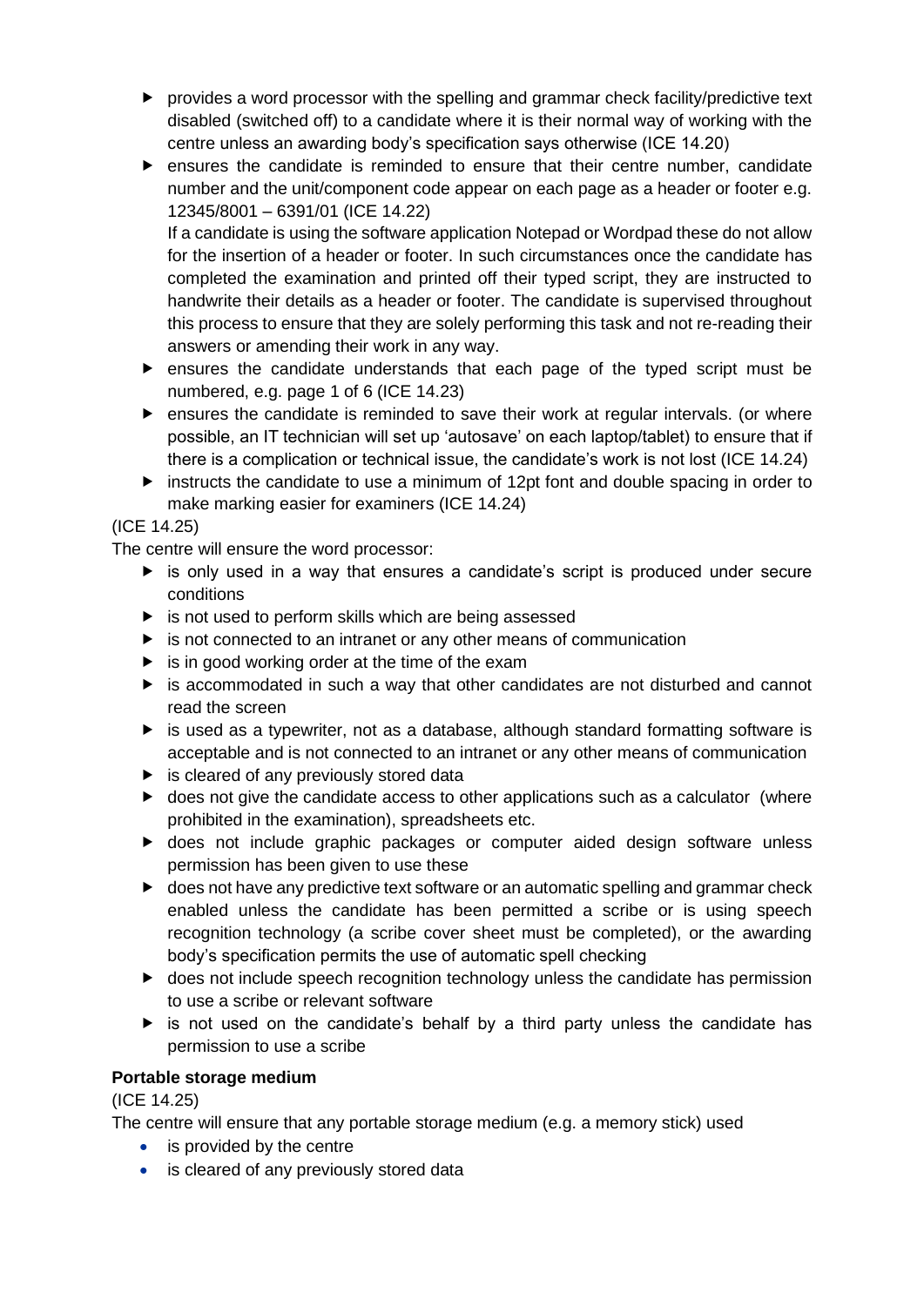- provides a word processor with the spelling and grammar check facility/predictive text disabled (switched off) to a candidate where it is their normal way of working with the centre unless an awarding body's specification says otherwise (ICE 14.20)
- ensures the candidate is reminded to ensure that their centre number, candidate number and the unit/component code appear on each page as a header or footer e.g. 12345/8001 – 6391/01 (ICE 14.22)

  If a candidate is using the software application Notepad or Wordpad these do not allow for the insertion of a header or footer. In such circumstances once the candidate has completed the examination and printed off their typed script, they are instructed to handwrite their details as a header or footer. The candidate is supervised throughout this process to ensure that they are solely performing this task and not re-reading their answers or amending their work in any way.
- ensures the candidate understands that each page of the typed script must be numbered, e.g. page 1 of 6 (ICE 14.23)
- ensures the candidate is reminded to save their work at regular intervals. (or where possible, an IT technician will set up 'autosave' on each laptop/tablet) to ensure that if there is a complication or technical issue, the candidate's work is not lost (ICE 14.24)
- instructs the candidate to use a minimum of 12pt font and double spacing in order to make marking easier for examiners (ICE 14.24)

(ICE 14.25)

The centre will ensure the word processor:

- is only used in a way that ensures a candidate's script is produced under secure conditions
- is not used to perform skills which are being assessed
- is not connected to an intranet or any other means of communication
- is in good working order at the time of the exam
- is accommodated in such a way that other candidates are not disturbed and cannot read the screen
- is used as a typewriter, not as a database, although standard formatting software is acceptable and is not connected to an intranet or any other means of communication
- is cleared of any previously stored data
- does not give the candidate access to other applications such as a calculator (where prohibited in the examination), spreadsheets etc.
- does not include graphic packages or computer aided design software unless permission has been given to use these
- does not have any predictive text software or an automatic spelling and grammar check enabled unless the candidate has been permitted a scribe or is using speech recognition technology (a scribe cover sheet must be completed), or the awarding body's specification permits the use of automatic spell checking
- does not include speech recognition technology unless the candidate has permission to use a scribe or relevant software
- is not used on the candidate's behalf by a third party unless the candidate has permission to use a scribe

**Portable storage medium**

(ICE 14.25)

The centre will ensure that any portable storage medium (e.g. a memory stick) used

- is provided by the centre
- is cleared of any previously stored data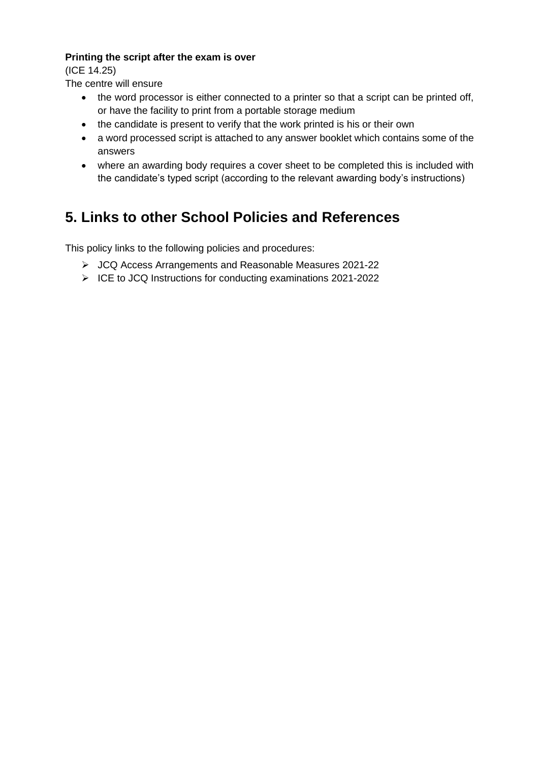**Printing the script after the exam is over**

(ICE 14.25)

The centre will ensure

- the word processor is either connected to a printer so that a script can be printed off, or have the facility to print from a portable storage medium
- the candidate is present to verify that the work printed is his or their own
- a word processed script is attached to any answer booklet which contains some of the answers
- where an awarding body requires a cover sheet to be completed this is included with the candidate's typed script (according to the relevant awarding body's instructions)

## 5. Links to other School Policies and References

This policy links to the following policies and procedures:

- JCQ Access Arrangements and Reasonable Measures 2021-22
- ICE to JCQ Instructions for conducting examinations 2021-2022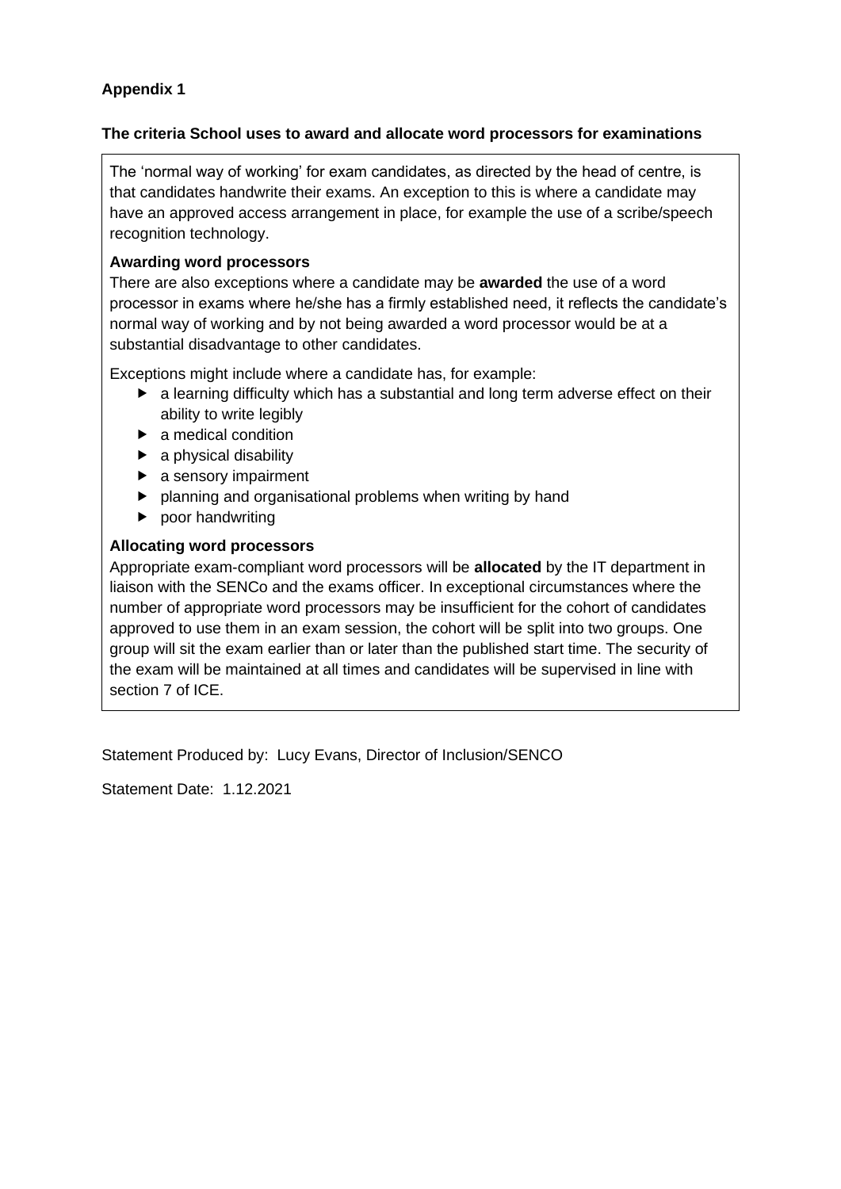**Appendix 1**

**The criteria School uses to award and allocate word processors for examinations**

The 'normal way of working' for exam candidates, as directed by the head of centre, is that candidates handwrite their exams. An exception to this is where a candidate may have an approved access arrangement in place, for example the use of a scribe/speech recognition technology.

**Awarding word processors**

There are also exceptions where a candidate may be **awarded** the use of a word processor in exams where he/she has a firmly established need, it reflects the candidate's normal way of working and by not being awarded a word processor would be at a substantial disadvantage to other candidates.

Exceptions might include where a candidate has, for example:

- a learning difficulty which has a substantial and long term adverse effect on their ability to write legibly
- a medical condition
- a physical disability
- a sensory impairment
- planning and organisational problems when writing by hand
- poor handwriting

**Allocating word processors**

Appropriate exam-compliant word processors will be **allocated** by the IT department in liaison with the SENCo and the exams officer. In exceptional circumstances where the number of appropriate word processors may be insufficient for the cohort of candidates approved to use them in an exam session, the cohort will be split into two groups. One group will sit the exam earlier than or later than the published start time. The security of the exam will be maintained at all times and candidates will be supervised in line with section 7 of ICE.

Statement Produced by: Lucy Evans, Director of Inclusion/SENCO

Statement Date: 1.12.2021